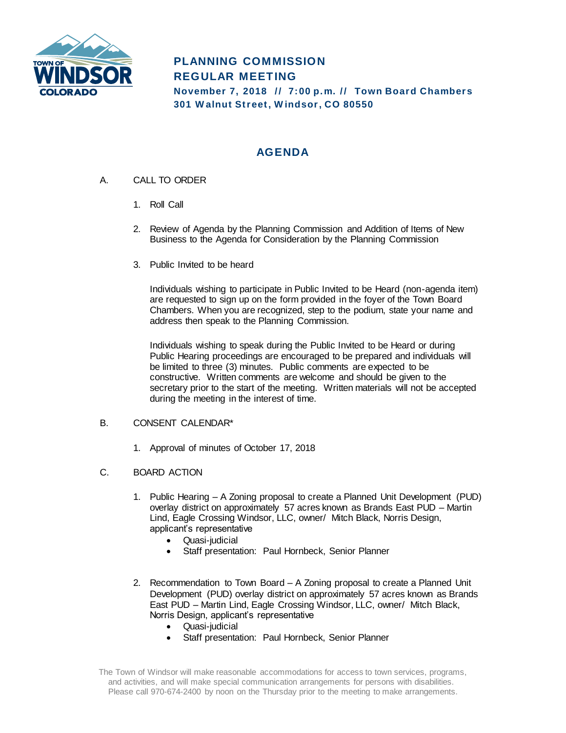TOWN OF WINDSOR COLORADO

# PLANNING COMMISSION
# REGULAR MEETING

**November 7, 2018 // 7:00 p.m. // Town Board Chambers**
**301 Walnut Street, Windsor, CO 80550**

## AGENDA

A. CALL TO ORDER

1. Roll Call

2. Review of Agenda by the Planning Commission and Addition of Items of New Business to the Agenda for Consideration by the Planning Commission

3. Public Invited to be heard

   Individuals wishing to participate in Public Invited to be Heard (non-agenda item) are requested to sign up on the form provided in the foyer of the Town Board Chambers. When you are recognized, step to the podium, state your name and address then speak to the Planning Commission.

   Individuals wishing to speak during the Public Invited to be Heard or during Public Hearing proceedings are encouraged to be prepared and individuals will be limited to three (3) minutes. Public comments are expected to be constructive. Written comments are welcome and should be given to the secretary prior to the start of the meeting. Written materials will not be accepted during the meeting in the interest of time.

B. CONSENT CALENDAR*

1. Approval of minutes of October 17, 2018

C. BOARD ACTION

1. Public Hearing – A Zoning proposal to create a Planned Unit Development (PUD) overlay district on approximately 57 acres known as Brands East PUD – Martin Lind, Eagle Crossing Windsor, LLC, owner/ Mitch Black, Norris Design, applicant's representative
   - Quasi-judicial
   - Staff presentation: Paul Hornbeck, Senior Planner

2. Recommendation to Town Board – A Zoning proposal to create a Planned Unit Development (PUD) overlay district on approximately 57 acres known as Brands East PUD – Martin Lind, Eagle Crossing Windsor, LLC, owner/ Mitch Black, Norris Design, applicant's representative
   - Quasi-judicial
   - Staff presentation: Paul Hornbeck, Senior Planner

The Town of Windsor will make reasonable accommodations for access to town services, programs, and activities, and will make special communication arrangements for persons with disabilities. Please call 970-674-2400 by noon on the Thursday prior to the meeting to make arrangements.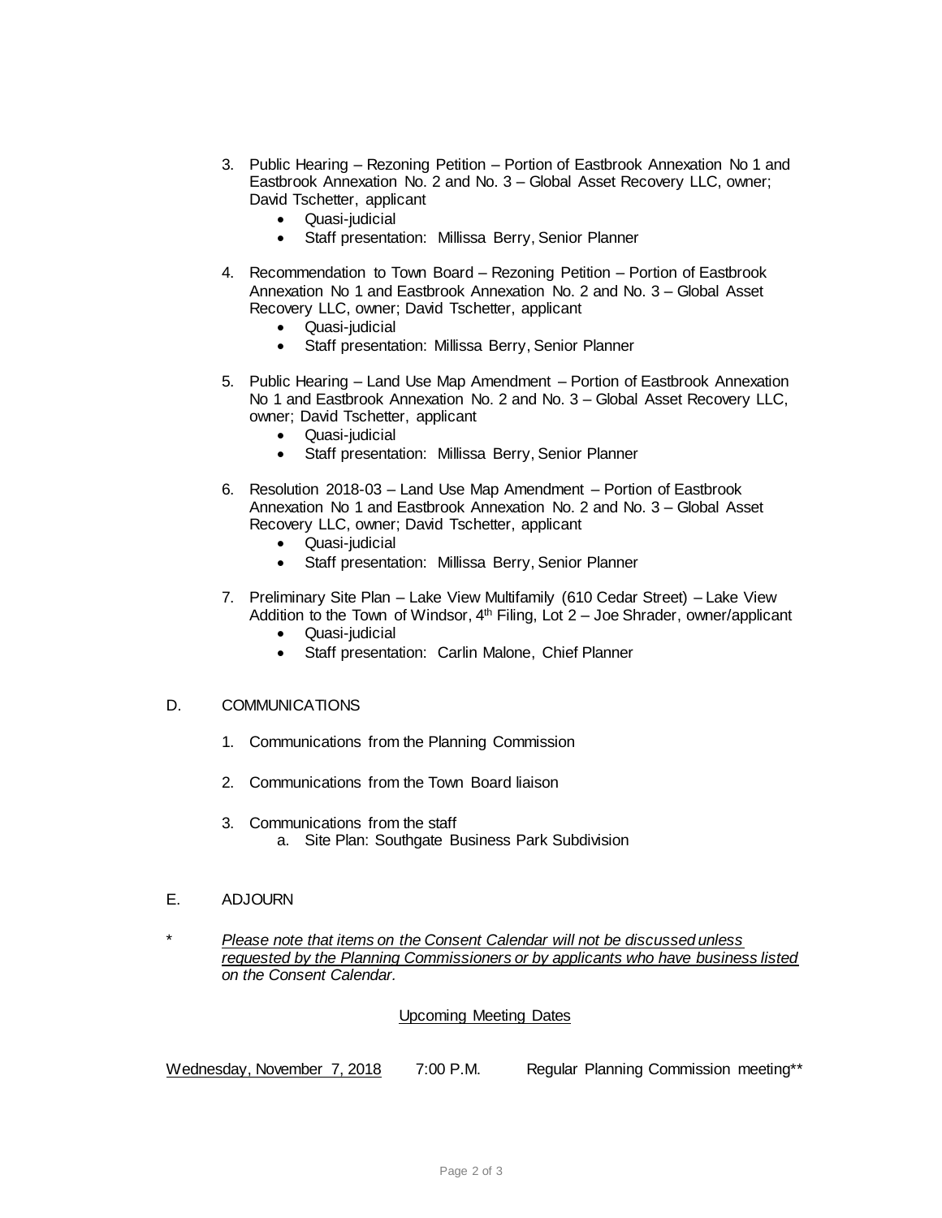3. Public Hearing – Rezoning Petition – Portion of Eastbrook Annexation No 1 and Eastbrook Annexation No. 2 and No. 3 – Global Asset Recovery LLC, owner; David Tschetter, applicant
   - Quasi-judicial
   - Staff presentation: Millissa Berry, Senior Planner

4. Recommendation to Town Board – Rezoning Petition – Portion of Eastbrook Annexation No 1 and Eastbrook Annexation No. 2 and No. 3 – Global Asset Recovery LLC, owner; David Tschetter, applicant
   - Quasi-judicial
   - Staff presentation: Millissa Berry, Senior Planner

5. Public Hearing – Land Use Map Amendment – Portion of Eastbrook Annexation No 1 and Eastbrook Annexation No. 2 and No. 3 – Global Asset Recovery LLC, owner; David Tschetter, applicant
   - Quasi-judicial
   - Staff presentation: Millissa Berry, Senior Planner

6. Resolution 2018-03 – Land Use Map Amendment – Portion of Eastbrook Annexation No 1 and Eastbrook Annexation No. 2 and No. 3 – Global Asset Recovery LLC, owner; David Tschetter, applicant
   - Quasi-judicial
   - Staff presentation: Millissa Berry, Senior Planner

7. Preliminary Site Plan – Lake View Multifamily (610 Cedar Street) – Lake View Addition to the Town of Windsor, 4th Filing, Lot 2 – Joe Shrader, owner/applicant
   - Quasi-judicial
   - Staff presentation: Carlin Malone, Chief Planner

D. COMMUNICATIONS

1. Communications from the Planning Commission

2. Communications from the Town Board liaison

3. Communications from the staff
   a. Site Plan: Southgate Business Park Subdivision

E. ADJOURN

\* *Please note that items on the Consent Calendar will not be discussed unless requested by the Planning Commissioners or by applicants who have business listed on the Consent Calendar.*

Upcoming Meeting Dates

Wednesday, November 7, 2018 7:00 P.M. Regular Planning Commission meeting**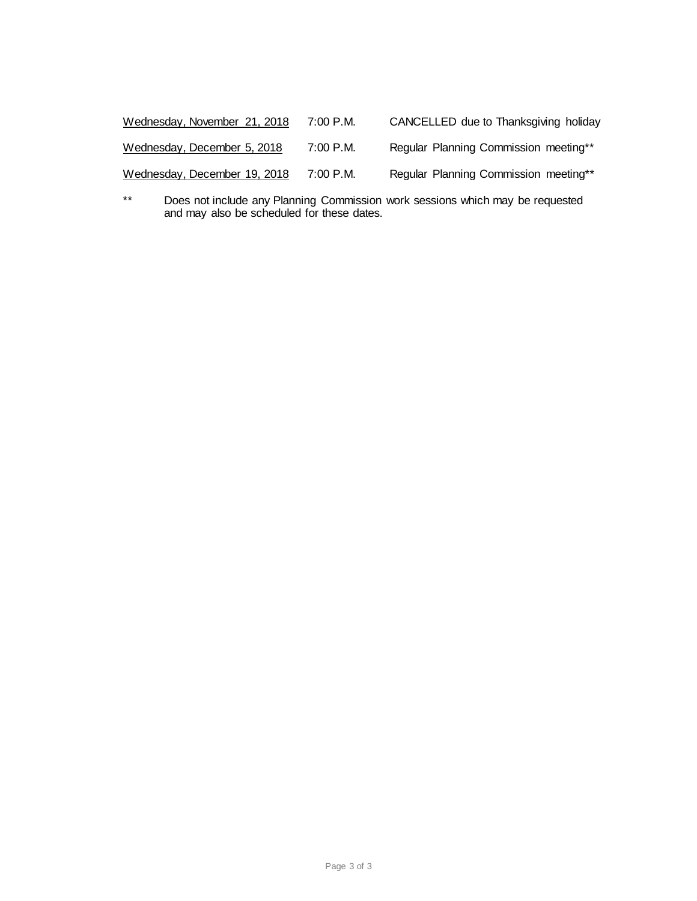| | | |
|---|---|---|
| Wednesday, November 21, 2018 | 7:00 P.M. | CANCELLED due to Thanksgiving holiday |
| Wednesday, December 5, 2018 | 7:00 P.M. | Regular Planning Commission meeting** |
| Wednesday, December 19, 2018 | 7:00 P.M. | Regular Planning Commission meeting** |

** Does not include any Planning Commission work sessions which may be requested and may also be scheduled for these dates.